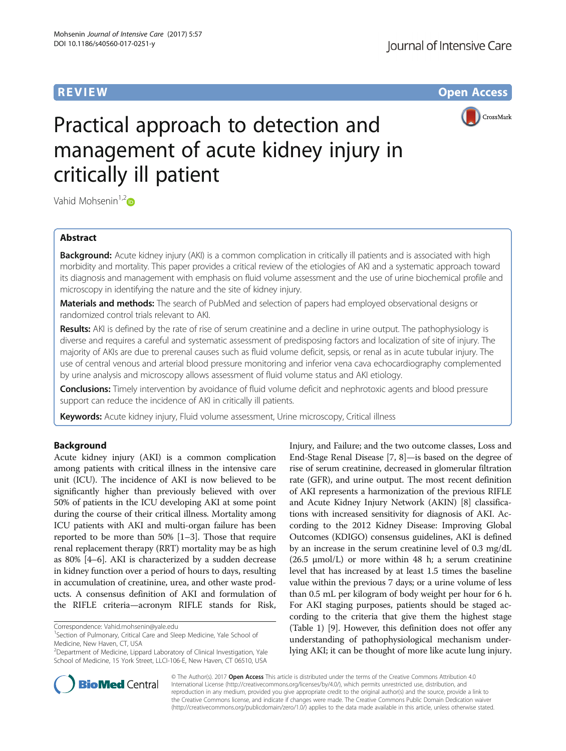REVIEW

Open Access

# Practical approach to detection and management of acute kidney injury in critically ill patient

Vahid Mohsenin[1,2]

## Abstract

**Background:** Acute kidney injury (AKI) is a common complication in critically ill patients and is associated with high morbidity and mortality. This paper provides a critical review of the etiologies of AKI and a systematic approach toward its diagnosis and management with emphasis on fluid volume assessment and the use of urine biochemical profile and microscopy in identifying the nature and the site of kidney injury.

**Materials and methods:** The search of PubMed and selection of papers had employed observational designs or randomized control trials relevant to AKI.

**Results:** AKI is defined by the rate of rise of serum creatinine and a decline in urine output. The pathophysiology is diverse and requires a careful and systematic assessment of predisposing factors and localization of site of injury. The majority of AKIs are due to prerenal causes such as fluid volume deficit, sepsis, or renal as in acute tubular injury. The use of central venous and arterial blood pressure monitoring and inferior vena cava echocardiography complemented by urine analysis and microscopy allows assessment of fluid volume status and AKI etiology.

**Conclusions:** Timely intervention by avoidance of fluid volume deficit and nephrotoxic agents and blood pressure support can reduce the incidence of AKI in critically ill patients.

**Keywords:** Acute kidney injury, Fluid volume assessment, Urine microscopy, Critical illness

## Background

Acute kidney injury (AKI) is a common complication among patients with critical illness in the intensive care unit (ICU). The incidence of AKI is now believed to be significantly higher than previously believed with over 50% of patients in the ICU developing AKI at some point during the course of their critical illness. Mortality among ICU patients with AKI and multi-organ failure has been reported to be more than 50% [1–3]. Those that require renal replacement therapy (RRT) mortality may be as high as 80% [4–6]. AKI is characterized by a sudden decrease in kidney function over a period of hours to days, resulting in accumulation of creatinine, urea, and other waste products. A consensus definition of AKI and formulation of the RIFLE criteria—acronym RIFLE stands for Risk, Injury, and Failure; and the two outcome classes, Loss and End-Stage Renal Disease [7, 8]—is based on the degree of rise of serum creatinine, decreased in glomerular filtration rate (GFR), and urine output. The most recent definition of AKI represents a harmonization of the previous RIFLE and Acute Kidney Injury Network (AKIN) [8] classifications with increased sensitivity for diagnosis of AKI. According to the 2012 Kidney Disease: Improving Global Outcomes (KDIGO) consensus guidelines, AKI is defined by an increase in the serum creatinine level of 0.3 mg/dL (26.5 μmol/L) or more within 48 h; a serum creatinine level that has increased by at least 1.5 times the baseline value within the previous 7 days; or a urine volume of less than 0.5 mL per kilogram of body weight per hour for 6 h. For AKI staging purposes, patients should be staged according to the criteria that give them the highest stage (Table 1) [9]. However, this definition does not offer any understanding of pathophysiological mechanism underlying AKI; it can be thought of more like acute lung injury.

Correspondence: Vahid.mohsenin@yale.edu
[1]Section of Pulmonary, Critical Care and Sleep Medicine, Yale School of Medicine, New Haven, CT, USA
[2]Department of Medicine, Lippard Laboratory of Clinical Investigation, Yale School of Medicine, 15 York Street, LLCI-106-E, New Haven, CT 06510, USA

© The Author(s). 2017 **Open Access** This article is distributed under the terms of the Creative Commons Attribution 4.0 International License (http://creativecommons.org/licenses/by/4.0/), which permits unrestricted use, distribution, and reproduction in any medium, provided you give appropriate credit to the original author(s) and the source, provide a link to the Creative Commons license, and indicate if changes were made. The Creative Commons Public Domain Dedication waiver (http://creativecommons.org/publicdomain/zero/1.0/) applies to the data made available in this article, unless otherwise stated.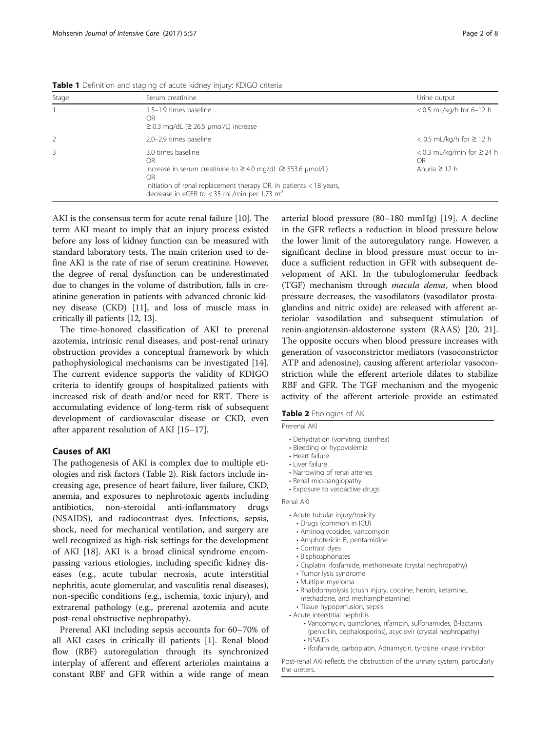**Table 1** Definition and staging of acute kidney injury: KDIGO criteria

| Stage | Serum creatinine | Urine output |
| --- | --- | --- |
| 1 | 1.5–1.9 times baseline<br>OR<br>≥ 0.3 mg/dL (≥ 26.5 μmol/L) increase | < 0.5 mL/kg/h for 6–12 h |
| 2 | 2.0–2.9 times baseline | < 0.5 mL/kg/h for ≥ 12 h |
| 3 | 3.0 times baseline<br>OR<br>Increase in serum creatinine to ≥ 4.0 mg/dL (≥ 353.6 μmol/L)<br>OR<br>Initiation of renal replacement therapy OR, in patients < 18 years, decrease in eGFR to < 35 mL/min per 1.73 $m^2$ | < 0.3 mL/kg/min for ≥ 24 h<br>OR<br>Anuria ≥ 12 h |

AKI is the consensus term for acute renal failure [10]. The term AKI meant to imply that an injury process existed before any loss of kidney function can be measured with standard laboratory tests. The main criterion used to define AKI is the rate of rise of serum creatinine. However, the degree of renal dysfunction can be underestimated due to changes in the volume of distribution, falls in creatinine generation in patients with advanced chronic kidney disease (CKD) [11], and loss of muscle mass in critically ill patients [12, 13].

The time-honored classification of AKI to prerenal azotemia, intrinsic renal diseases, and post-renal urinary obstruction provides a conceptual framework by which pathophysiological mechanisms can be investigated [14]. The current evidence supports the validity of KDIGO criteria to identify groups of hospitalized patients with increased risk of death and/or need for RRT. There is accumulating evidence of long-term risk of subsequent development of cardiovascular disease or CKD, even after apparent resolution of AKI [15–17].

## Causes of AKI

The pathogenesis of AKI is complex due to multiple etiologies and risk factors (Table 2). Risk factors include increasing age, presence of heart failure, liver failure, CKD, anemia, and exposures to nephrotoxic agents including antibiotics, non-steroidal anti-inflammatory drugs (NSAIDS), and radiocontrast dyes. Infections, sepsis, shock, need for mechanical ventilation, and surgery are well recognized as high-risk settings for the development of AKI [18]. AKI is a broad clinical syndrome encompassing various etiologies, including specific kidney diseases (e.g., acute tubular necrosis, acute interstitial nephritis, acute glomerular, and vasculitis renal diseases), non-specific conditions (e.g., ischemia, toxic injury), and extrarenal pathology (e.g., prerenal azotemia and acute post-renal obstructive nephropathy).

Prerenal AKI including sepsis accounts for 60–70% of all AKI cases in critically ill patients [1]. Renal blood flow (RBF) autoregulation through its synchronized interplay of afferent and efferent arterioles maintains a constant RBF and GFR within a wide range of mean arterial blood pressure (80–180 mmHg) [19]. A decline in the GFR reflects a reduction in blood pressure below the lower limit of the autoregulatory range. However, a significant decline in blood pressure must occur to induce a sufficient reduction in GFR with subsequent development of AKI. In the tubuloglomerular feedback (TGF) mechanism through *macula densa*, when blood pressure decreases, the vasodilators (vasodilator prostaglandins and nitric oxide) are released with afferent arteriolar vasodilation and subsequent stimulation of renin-angiotensin-aldosterone system (RAAS) [20, 21]. The opposite occurs when blood pressure increases with generation of vasoconstrictor mediators (vasoconstrictor ATP and adenosine), causing afferent arteriolar vasoconstriction while the efferent arteriole dilates to stabilize RBF and GFR. The TGF mechanism and the myogenic activity of the afferent arteriole provide an estimated

**Table 2** Etiologies of AKI

Prerenal AKI

- Dehydration (vomiting, diarrhea)
- Bleeding or hypovolemia
- Heart failure
- Liver failure
- Narrowing of renal arteries
- Renal microangiopathy
- Exposure to vasoactive drugs

Renal AKI

- Acute tubular injury/toxicity
  - Drugs (common in ICU)
  - Aminoglycosides, vancomycin
  - Amphotericin B, pentamidine
  - Contrast dyes
  - Bisphosphonates
  - Cisplatin, ifosfamide, methotrexate (crystal nephropathy)
  - Tumor lysis syndrome
  - Multiple myeloma
  - Rhabdomyolysis (crush injury, cocaine, heroin, ketamine, methadone, and methamphetamine)
  - Tissue hypoperfusion, sepsis
- Acute interstitial nephritis
  - Vancomycin, quinolones, rifampin, sulfonamides, β-lactams (penicillin, cephalosporins), acyclovir (crystal nephropathy)
  - NSAIDs
  - Ifosfamide, carboplatin, Adriamycin, tyrosine kinase inhibitor

Post-renal AKI reflects the obstruction of the urinary system, particularly the ureters.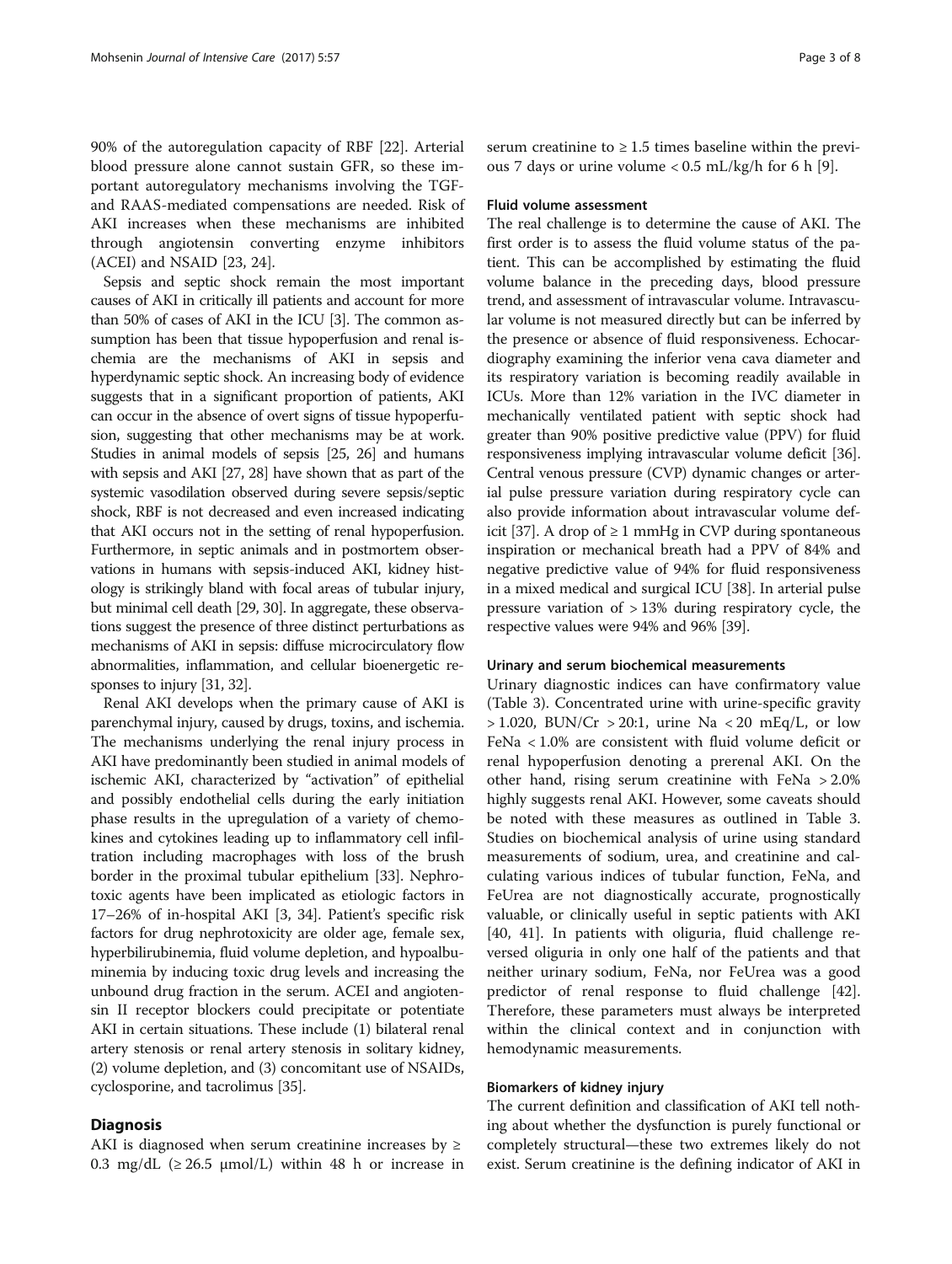90% of the autoregulation capacity of RBF [22]. Arterial blood pressure alone cannot sustain GFR, so these important autoregulatory mechanisms involving the TGF- and RAAS-mediated compensations are needed. Risk of AKI increases when these mechanisms are inhibited through angiotensin converting enzyme inhibitors (ACEI) and NSAID [23, 24].

Sepsis and septic shock remain the most important causes of AKI in critically ill patients and account for more than 50% of cases of AKI in the ICU [3]. The common assumption has been that tissue hypoperfusion and renal ischemia are the mechanisms of AKI in sepsis and hyperdynamic septic shock. An increasing body of evidence suggests that in a significant proportion of patients, AKI can occur in the absence of overt signs of tissue hypoperfusion, suggesting that other mechanisms may be at work. Studies in animal models of sepsis [25, 26] and humans with sepsis and AKI [27, 28] have shown that as part of the systemic vasodilation observed during severe sepsis/septic shock, RBF is not decreased and even increased indicating that AKI occurs not in the setting of renal hypoperfusion. Furthermore, in septic animals and in postmortem observations in humans with sepsis-induced AKI, kidney histology is strikingly bland with focal areas of tubular injury, but minimal cell death [29, 30]. In aggregate, these observations suggest the presence of three distinct perturbations as mechanisms of AKI in sepsis: diffuse microcirculatory flow abnormalities, inflammation, and cellular bioenergetic responses to injury [31, 32].

Renal AKI develops when the primary cause of AKI is parenchymal injury, caused by drugs, toxins, and ischemia. The mechanisms underlying the renal injury process in AKI have predominantly been studied in animal models of ischemic AKI, characterized by "activation" of epithelial and possibly endothelial cells during the early initiation phase results in the upregulation of a variety of chemokines and cytokines leading up to inflammatory cell infiltration including macrophages with loss of the brush border in the proximal tubular epithelium [33]. Nephrotoxic agents have been implicated as etiologic factors in 17–26% of in-hospital AKI [3, 34]. Patient's specific risk factors for drug nephrotoxicity are older age, female sex, hyperbilirubinemia, fluid volume depletion, and hypoalbuminemia by inducing toxic drug levels and increasing the unbound drug fraction in the serum. ACEI and angiotensin II receptor blockers could precipitate or potentiate AKI in certain situations. These include (1) bilateral renal artery stenosis or renal artery stenosis in solitary kidney, (2) volume depletion, and (3) concomitant use of NSAIDs, cyclosporine, and tacrolimus [35].

## Diagnosis

AKI is diagnosed when serum creatinine increases by ≥ 0.3 mg/dL (≥ 26.5 μmol/L) within 48 h or increase in serum creatinine to ≥ 1.5 times baseline within the previous 7 days or urine volume < 0.5 mL/kg/h for 6 h [9].

### Fluid volume assessment

The real challenge is to determine the cause of AKI. The first order is to assess the fluid volume status of the patient. This can be accomplished by estimating the fluid volume balance in the preceding days, blood pressure trend, and assessment of intravascular volume. Intravascular volume is not measured directly but can be inferred by the presence or absence of fluid responsiveness. Echocardiography examining the inferior vena cava diameter and its respiratory variation is becoming readily available in ICUs. More than 12% variation in the IVC diameter in mechanically ventilated patient with septic shock had greater than 90% positive predictive value (PPV) for fluid responsiveness implying intravascular volume deficit [36]. Central venous pressure (CVP) dynamic changes or arterial pulse pressure variation during respiratory cycle can also provide information about intravascular volume deficit [37]. A drop of ≥ 1 mmHg in CVP during spontaneous inspiration or mechanical breath had a PPV of 84% and negative predictive value of 94% for fluid responsiveness in a mixed medical and surgical ICU [38]. In arterial pulse pressure variation of > 13% during respiratory cycle, the respective values were 94% and 96% [39].

### Urinary and serum biochemical measurements

Urinary diagnostic indices can have confirmatory value (Table 3). Concentrated urine with urine-specific gravity > 1.020, BUN/Cr > 20:1, urine Na < 20 mEq/L, or low FeNa < 1.0% are consistent with fluid volume deficit or renal hypoperfusion denoting a prerenal AKI. On the other hand, rising serum creatinine with FeNa > 2.0% highly suggests renal AKI. However, some caveats should be noted with these measures as outlined in Table 3. Studies on biochemical analysis of urine using standard measurements of sodium, urea, and creatinine and calculating various indices of tubular function, FeNa, and FeUrea are not diagnostically accurate, prognostically valuable, or clinically useful in septic patients with AKI [40, 41]. In patients with oliguria, fluid challenge reversed oliguria in only one half of the patients and that neither urinary sodium, FeNa, nor FeUrea was a good predictor of renal response to fluid challenge [42]. Therefore, these parameters must always be interpreted within the clinical context and in conjunction with hemodynamic measurements.

### Biomarkers of kidney injury

The current definition and classification of AKI tell nothing about whether the dysfunction is purely functional or completely structural—these two extremes likely do not exist. Serum creatinine is the defining indicator of AKI in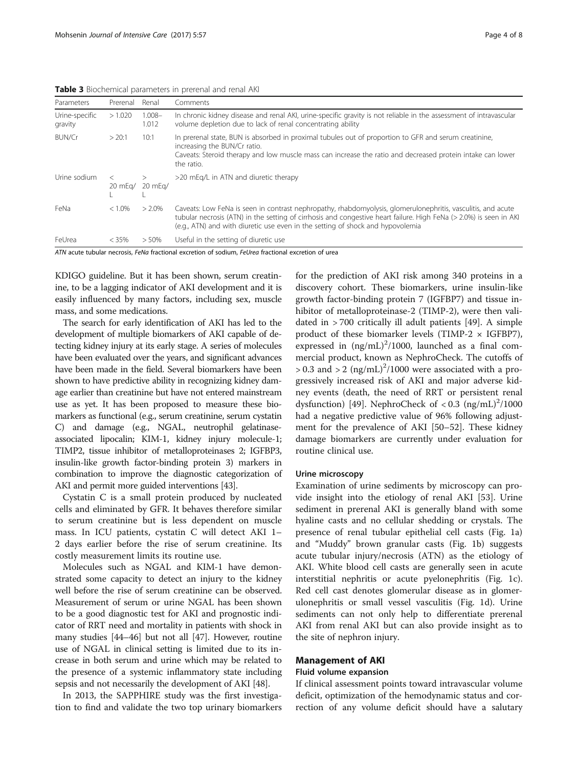**Table 3** Biochemical parameters in prerenal and renal AKI

| Parameters | Prerenal | Renal | Comments |
|---|---|---|---|
| Urine-specific gravity | > 1.020 | 1.008–1.012 | In chronic kidney disease and renal AKI, urine-specific gravity is not reliable in the assessment of intravascular volume depletion due to lack of renal concentrating ability |
| BUN/Cr | > 20:1 | 10:1 | In prerenal state, BUN is absorbed in proximal tubules out of proportion to GFR and serum creatinine, increasing the BUN/Cr ratio. Caveats: Steroid therapy and low muscle mass can increase the ratio and decreased protein intake can lower the ratio. |
| Urine sodium | < 20 mEq/L | > 20 mEq/L | >20 mEq/L in ATN and diuretic therapy |
| FeNa | < 1.0% | > 2.0% | Caveats: Low FeNa is seen in contrast nephropathy, rhabdomyolysis, glomerulonephritis, vasculitis, and acute tubular necrosis (ATN) in the setting of cirrhosis and congestive heart failure. High FeNa (> 2.0%) is seen in AKI (e.g., ATN) and with diuretic use even in the setting of shock and hypovolemia |
| FeUrea | < 35% | > 50% | Useful in the setting of diuretic use |

*ATN* acute tubular necrosis, *FeNa* fractional excretion of sodium, *FeUrea* fractional excretion of urea

KDIGO guideline. But it has been shown, serum creatinine, to be a lagging indicator of AKI development and it is easily influenced by many factors, including sex, muscle mass, and some medications.

The search for early identification of AKI has led to the development of multiple biomarkers of AKI capable of detecting kidney injury at its early stage. A series of molecules have been evaluated over the years, and significant advances have been made in the field. Several biomarkers have been shown to have predictive ability in recognizing kidney damage earlier than creatinine but have not entered mainstream use as yet. It has been proposed to measure these biomarkers as functional (e.g., serum creatinine, serum cystatin C) and damage (e.g., NGAL, neutrophil gelatinase-associated lipocalin; KIM-1, kidney injury molecule-1; TIMP2, tissue inhibitor of metalloproteinases 2; IGFBP3, insulin-like growth factor-binding protein 3) markers in combination to improve the diagnostic categorization of AKI and permit more guided interventions [43].

Cystatin C is a small protein produced by nucleated cells and eliminated by GFR. It behaves therefore similar to serum creatinine but is less dependent on muscle mass. In ICU patients, cystatin C will detect AKI 1–2 days earlier before the rise of serum creatinine. Its costly measurement limits its routine use.

Molecules such as NGAL and KIM-1 have demonstrated some capacity to detect an injury to the kidney well before the rise of serum creatinine can be observed. Measurement of serum or urine NGAL has been shown to be a good diagnostic test for AKI and prognostic indicator of RRT need and mortality in patients with shock in many studies [44–46] but not all [47]. However, routine use of NGAL in clinical setting is limited due to its increase in both serum and urine which may be related to the presence of a systemic inflammatory state including sepsis and not necessarily the development of AKI [48].

In 2013, the SAPPHIRE study was the first investigation to find and validate the two top urinary biomarkers for the prediction of AKI risk among 340 proteins in a discovery cohort. These biomarkers, urine insulin-like growth factor-binding protein 7 (IGFBP7) and tissue inhibitor of metalloproteinase-2 (TIMP-2), were then validated in > 700 critically ill adult patients [49]. A simple product of these biomarker levels (TIMP-2 × IGFBP7), expressed in $(\text{ng/mL})^2/1000$, launched as a final commercial product, known as NephroCheck. The cutoffs of > 0.3 and > 2 $(\text{ng/mL})^2/1000$ were associated with a progressively increased risk of AKI and major adverse kidney events (death, the need of RRT or persistent renal dysfunction) [49]. NephroCheck of < 0.3 $(\text{ng/mL})^2/1000$ had a negative predictive value of 96% following adjustment for the prevalence of AKI [50–52]. These kidney damage biomarkers are currently under evaluation for routine clinical use.

#### Urine microscopy

Examination of urine sediments by microscopy can provide insight into the etiology of renal AKI [53]. Urine sediment in prerenal AKI is generally bland with some hyaline casts and no cellular shedding or crystals. The presence of renal tubular epithelial cell casts (Fig. 1a) and "Muddy" brown granular casts (Fig. 1b) suggests acute tubular injury/necrosis (ATN) as the etiology of AKI. White blood cell casts are generally seen in acute interstitial nephritis or acute pyelonephritis (Fig. 1c). Red cell cast denotes glomerular disease as in glomerulonephritis or small vessel vasculitis (Fig. 1d). Urine sediments can not only help to differentiate prerenal AKI from renal AKI but can also provide insight as to the site of nephron injury.

## Management of AKI

#### Fluid volume expansion

If clinical assessment points toward intravascular volume deficit, optimization of the hemodynamic status and correction of any volume deficit should have a salutary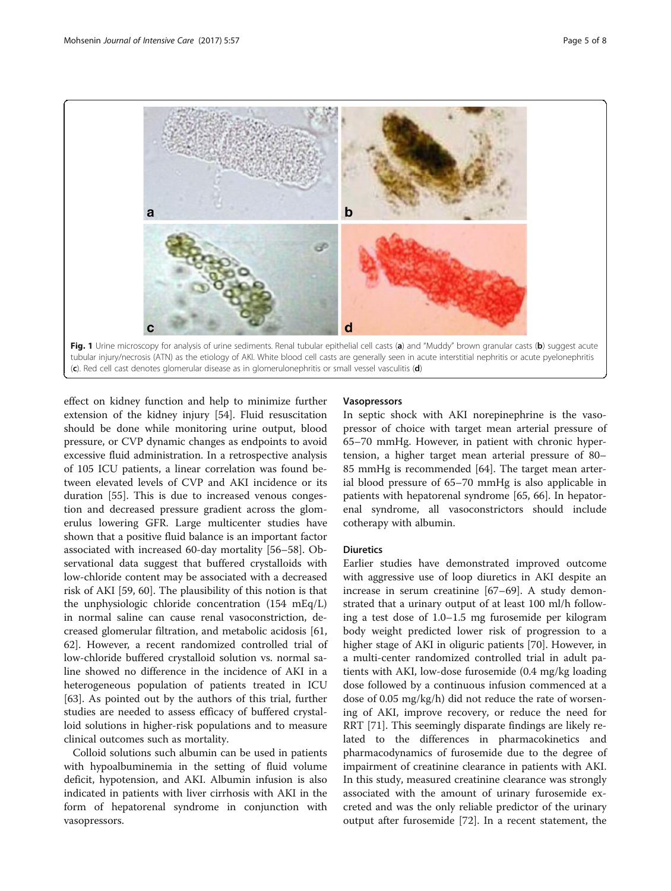Fig. 1 Urine microscopy for analysis of urine sediments. Renal tubular epithelial cell casts (**a**) and "Muddy" brown granular casts (**b**) suggest acute tubular injury/necrosis (ATN) as the etiology of AKI. White blood cell casts are generally seen in acute interstitial nephritis or acute pyelonephritis (**c**). Red cell cast denotes glomerular disease as in glomerulonephritis or small vessel vasculitis (**d**)

effect on kidney function and help to minimize further extension of the kidney injury [54]. Fluid resuscitation should be done while monitoring urine output, blood pressure, or CVP dynamic changes as endpoints to avoid excessive fluid administration. In a retrospective analysis of 105 ICU patients, a linear correlation was found between elevated levels of CVP and AKI incidence or its duration [55]. This is due to increased venous congestion and decreased pressure gradient across the glomerulus lowering GFR. Large multicenter studies have shown that a positive fluid balance is an important factor associated with increased 60-day mortality [56–58]. Observational data suggest that buffered crystalloids with low-chloride content may be associated with a decreased risk of AKI [59, 60]. The plausibility of this notion is that the unphysiologic chloride concentration (154 mEq/L) in normal saline can cause renal vasoconstriction, decreased glomerular filtration, and metabolic acidosis [61, 62]. However, a recent randomized controlled trial of low-chloride buffered crystalloid solution vs. normal saline showed no difference in the incidence of AKI in a heterogeneous population of patients treated in ICU [63]. As pointed out by the authors of this trial, further studies are needed to assess efficacy of buffered crystalloid solutions in higher-risk populations and to measure clinical outcomes such as mortality.

Colloid solutions such albumin can be used in patients with hypoalbuminemia in the setting of fluid volume deficit, hypotension, and AKI. Albumin infusion is also indicated in patients with liver cirrhosis with AKI in the form of hepatorenal syndrome in conjunction with vasopressors.

### Vasopressors

In septic shock with AKI norepinephrine is the vasopressor of choice with target mean arterial pressure of 65–70 mmHg. However, in patient with chronic hypertension, a higher target mean arterial pressure of 80–85 mmHg is recommended [64]. The target mean arterial blood pressure of 65–70 mmHg is also applicable in patients with hepatorenal syndrome [65, 66]. In hepatorenal syndrome, all vasoconstrictors should include cotherapy with albumin.

### Diuretics

Earlier studies have demonstrated improved outcome with aggressive use of loop diuretics in AKI despite an increase in serum creatinine [67–69]. A study demonstrated that a urinary output of at least 100 ml/h following a test dose of 1.0–1.5 mg furosemide per kilogram body weight predicted lower risk of progression to a higher stage of AKI in oliguric patients [70]. However, in a multi-center randomized controlled trial in adult patients with AKI, low-dose furosemide (0.4 mg/kg loading dose followed by a continuous infusion commenced at a dose of 0.05 mg/kg/h) did not reduce the rate of worsening of AKI, improve recovery, or reduce the need for RRT [71]. This seemingly disparate findings are likely related to the differences in pharmacokinetics and pharmacodynamics of furosemide due to the degree of impairment of creatinine clearance in patients with AKI. In this study, measured creatinine clearance was strongly associated with the amount of urinary furosemide excreted and was the only reliable predictor of the urinary output after furosemide [72]. In a recent statement, the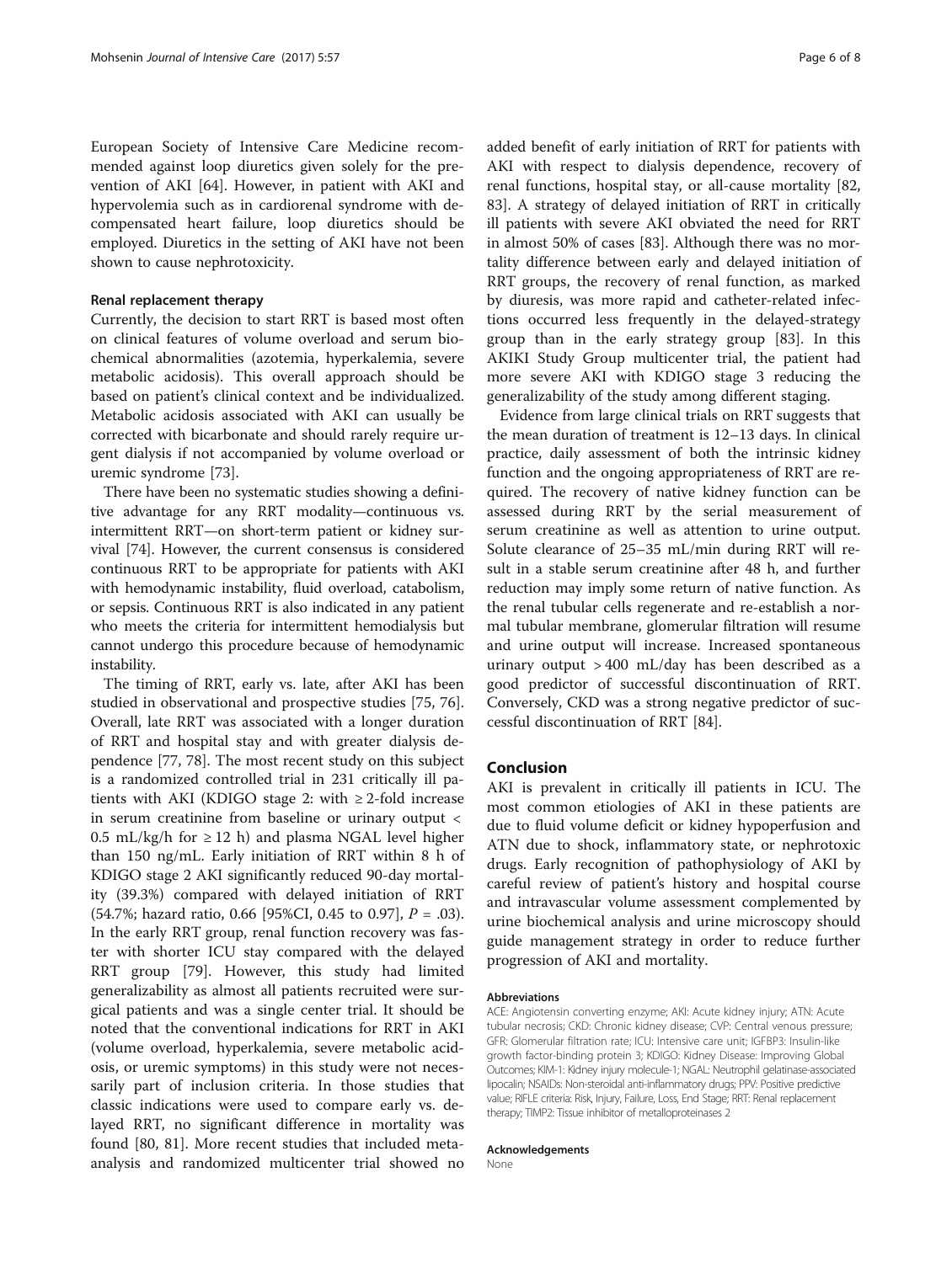European Society of Intensive Care Medicine recommended against loop diuretics given solely for the prevention of AKI [64]. However, in patient with AKI and hypervolemia such as in cardiorenal syndrome with decompensated heart failure, loop diuretics should be employed. Diuretics in the setting of AKI have not been shown to cause nephrotoxicity.

#### Renal replacement therapy

Currently, the decision to start RRT is based most often on clinical features of volume overload and serum biochemical abnormalities (azotemia, hyperkalemia, severe metabolic acidosis). This overall approach should be based on patient's clinical context and be individualized. Metabolic acidosis associated with AKI can usually be corrected with bicarbonate and should rarely require urgent dialysis if not accompanied by volume overload or uremic syndrome [73].

There have been no systematic studies showing a definitive advantage for any RRT modality—continuous vs. intermittent RRT—on short-term patient or kidney survival [74]. However, the current consensus is considered continuous RRT to be appropriate for patients with AKI with hemodynamic instability, fluid overload, catabolism, or sepsis. Continuous RRT is also indicated in any patient who meets the criteria for intermittent hemodialysis but cannot undergo this procedure because of hemodynamic instability.

The timing of RRT, early vs. late, after AKI has been studied in observational and prospective studies [75, 76]. Overall, late RRT was associated with a longer duration of RRT and hospital stay and with greater dialysis dependence [77, 78]. The most recent study on this subject is a randomized controlled trial in 231 critically ill patients with AKI (KDIGO stage 2: with ≥ 2-fold increase in serum creatinine from baseline or urinary output < 0.5 mL/kg/h for ≥ 12 h) and plasma NGAL level higher than 150 ng/mL. Early initiation of RRT within 8 h of KDIGO stage 2 AKI significantly reduced 90-day mortality (39.3%) compared with delayed initiation of RRT (54.7%; hazard ratio, 0.66 [95%CI, 0.45 to 0.97], $P = .03$). In the early RRT group, renal function recovery was faster with shorter ICU stay compared with the delayed RRT group [79]. However, this study had limited generalizability as almost all patients recruited were surgical patients and was a single center trial. It should be noted that the conventional indications for RRT in AKI (volume overload, hyperkalemia, severe metabolic acidosis, or uremic symptoms) in this study were not necessarily part of inclusion criteria. In those studies that classic indications were used to compare early vs. delayed RRT, no significant difference in mortality was found [80, 81]. More recent studies that included meta-analysis and randomized multicenter trial showed no added benefit of early initiation of RRT for patients with AKI with respect to dialysis dependence, recovery of renal functions, hospital stay, or all-cause mortality [82, 83]. A strategy of delayed initiation of RRT in critically ill patients with severe AKI obviated the need for RRT in almost 50% of cases [83]. Although there was no mortality difference between early and delayed initiation of RRT groups, the recovery of renal function, as marked by diuresis, was more rapid and catheter-related infections occurred less frequently in the delayed-strategy group than in the early strategy group [83]. In this AKIKI Study Group multicenter trial, the patient had more severe AKI with KDIGO stage 3 reducing the generalizability of the study among different staging.

Evidence from large clinical trials on RRT suggests that the mean duration of treatment is 12–13 days. In clinical practice, daily assessment of both the intrinsic kidney function and the ongoing appropriateness of RRT are required. The recovery of native kidney function can be assessed during RRT by the serial measurement of serum creatinine as well as attention to urine output. Solute clearance of 25–35 mL/min during RRT will result in a stable serum creatinine after 48 h, and further reduction may imply some return of native function. As the renal tubular cells regenerate and re-establish a normal tubular membrane, glomerular filtration will resume and urine output will increase. Increased spontaneous urinary output > 400 mL/day has been described as a good predictor of successful discontinuation of RRT. Conversely, CKD was a strong negative predictor of successful discontinuation of RRT [84].

## Conclusion

AKI is prevalent in critically ill patients in ICU. The most common etiologies of AKI in these patients are due to fluid volume deficit or kidney hypoperfusion and ATN due to shock, inflammatory state, or nephrotoxic drugs. Early recognition of pathophysiology of AKI by careful review of patient's history and hospital course and intravascular volume assessment complemented by urine biochemical analysis and urine microscopy should guide management strategy in order to reduce further progression of AKI and mortality.

#### Abbreviations

ACE: Angiotensin converting enzyme; AKI: Acute kidney injury; ATN: Acute tubular necrosis; CKD: Chronic kidney disease; CVP: Central venous pressure; GFR: Glomerular filtration rate; ICU: Intensive care unit; IGFBP3: Insulin-like growth factor-binding protein 3; KDIGO: Kidney Disease: Improving Global Outcomes; KIM-1: Kidney injury molecule-1; NGAL: Neutrophil gelatinase-associated lipocalin; NSAIDs: Non-steroidal anti-inflammatory drugs; PPV: Positive predictive value; RIFLE criteria: Risk, Injury, Failure, Loss, End Stage; RRT: Renal replacement therapy; TIMP2: Tissue inhibitor of metalloproteinases 2

#### Acknowledgements

None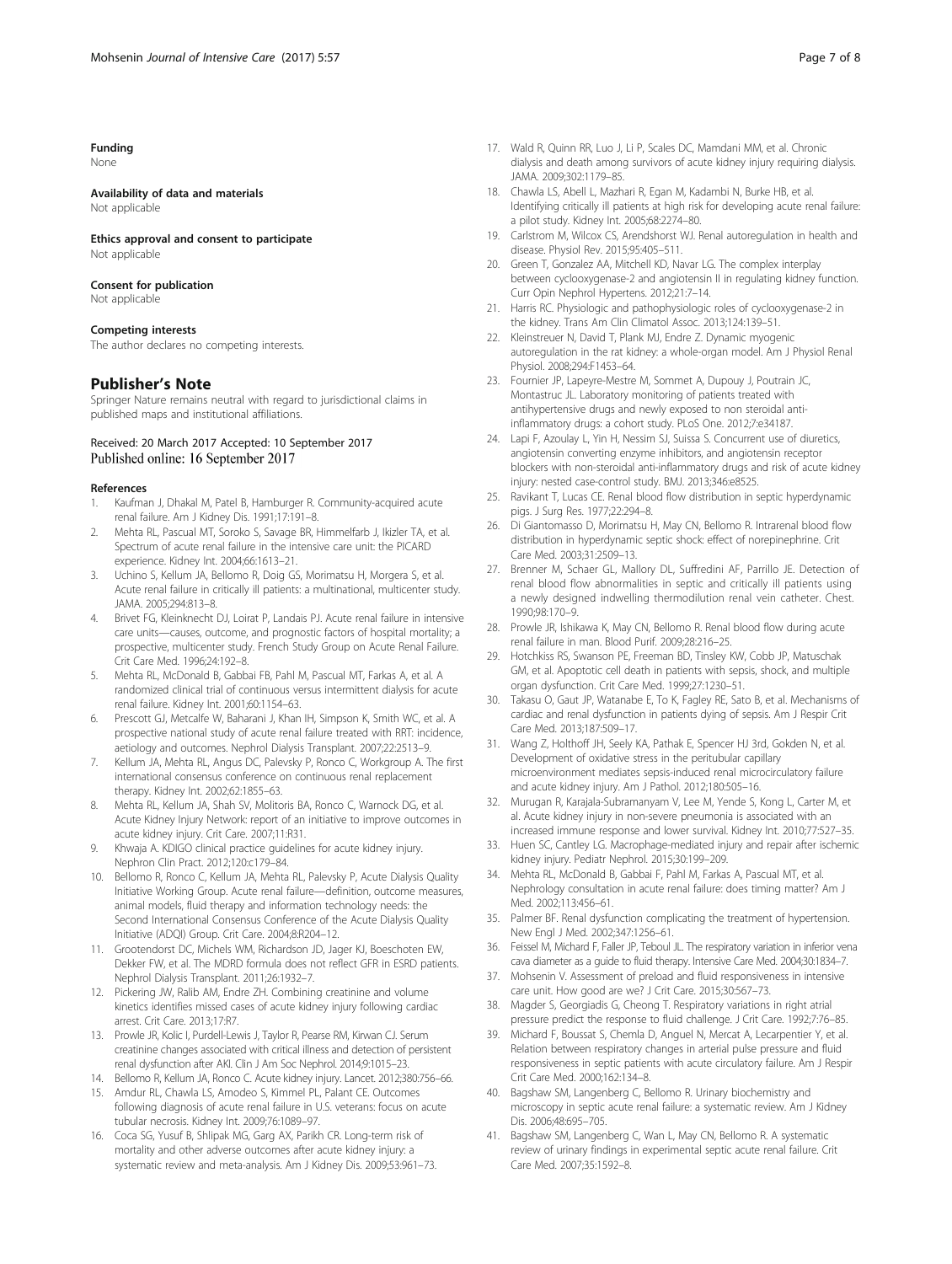### Funding

None

### Availability of data and materials

Not applicable

### Ethics approval and consent to participate

Not applicable

### Consent for publication

Not applicable

### Competing interests

The author declares no competing interests.

## Publisher's Note

Springer Nature remains neutral with regard to jurisdictional claims in published maps and institutional affiliations.

Received: 20 March 2017 Accepted: 10 September 2017
Published online: 16 September 2017

### References

1. Kaufman J, Dhakal M, Patel B, Hamburger R. Community-acquired acute renal failure. Am J Kidney Dis. 1991;17:191–8.
2. Mehta RL, Pascual MT, Soroko S, Savage BR, Himmelfarb J, Ikizler TA, et al. Spectrum of acute renal failure in the intensive care unit: the PICARD experience. Kidney Int. 2004;66:1613–21.
3. Uchino S, Kellum JA, Bellomo R, Doig GS, Morimatsu H, Morgera S, et al. Acute renal failure in critically ill patients: a multinational, multicenter study. JAMA. 2005;294:813–8.
4. Brivet FG, Kleinknecht DJ, Loirat P, Landais PJ. Acute renal failure in intensive care units—causes, outcome, and prognostic factors of hospital mortality; a prospective, multicenter study. French Study Group on Acute Renal Failure. Crit Care Med. 1996;24:192–8.
5. Mehta RL, McDonald B, Gabbai FB, Pahl M, Pascual MT, Farkas A, et al. A randomized clinical trial of continuous versus intermittent dialysis for acute renal failure. Kidney Int. 2001;60:1154–63.
6. Prescott GJ, Metcalfe W, Baharani J, Khan IH, Simpson K, Smith WC, et al. A prospective national study of acute renal failure treated with RRT: incidence, aetiology and outcomes. Nephrol Dialysis Transplant. 2007;22:2513–9.
7. Kellum JA, Mehta RL, Angus DC, Palevsky P, Ronco C, Workgroup A. The first international consensus conference on continuous renal replacement therapy. Kidney Int. 2002;62:1855–63.
8. Mehta RL, Kellum JA, Shah SV, Molitoris BA, Ronco C, Warnock DG, et al. Acute Kidney Injury Network: report of an initiative to improve outcomes in acute kidney injury. Crit Care. 2007;11:R31.
9. Khwaja A. KDIGO clinical practice guidelines for acute kidney injury. Nephron Clin Pract. 2012;120:c179–84.
10. Bellomo R, Ronco C, Kellum JA, Mehta RL, Palevsky P, Acute Dialysis Quality Initiative Working Group. Acute renal failure—definition, outcome measures, animal models, fluid therapy and information technology needs: the Second International Consensus Conference of the Acute Dialysis Quality Initiative (ADQI) Group. Crit Care. 2004;8:R204–12.
11. Grootendorst DC, Michels WM, Richardson JD, Jager KJ, Boeschoten EW, Dekker FW, et al. The MDRD formula does not reflect GFR in ESRD patients. Nephrol Dialysis Transplant. 2011;26:1932–7.
12. Pickering JW, Ralib AM, Endre ZH. Combining creatinine and volume kinetics identifies missed cases of acute kidney injury following cardiac arrest. Crit Care. 2013;17:R7.
13. Prowle JR, Kolic I, Purdell-Lewis J, Taylor R, Pearse RM, Kirwan CJ. Serum creatinine changes associated with critical illness and detection of persistent renal dysfunction after AKI. Clin J Am Soc Nephrol. 2014;9:1015–23.
14. Bellomo R, Kellum JA, Ronco C. Acute kidney injury. Lancet. 2012;380:756–66.
15. Amdur RL, Chawla LS, Amodeo S, Kimmel PL, Palant CE. Outcomes following diagnosis of acute renal failure in U.S. veterans: focus on acute tubular necrosis. Kidney Int. 2009;76:1089–97.
16. Coca SG, Yusuf B, Shlipak MG, Garg AX, Parikh CR. Long-term risk of mortality and other adverse outcomes after acute kidney injury: a systematic review and meta-analysis. Am J Kidney Dis. 2009;53:961–73.
17. Wald R, Quinn RR, Luo J, Li P, Scales DC, Mamdani MM, et al. Chronic dialysis and death among survivors of acute kidney injury requiring dialysis. JAMA. 2009;302:1179–85.
18. Chawla LS, Abell L, Mazhari R, Egan M, Kadambi N, Burke HB, et al. Identifying critically ill patients at high risk for developing acute renal failure: a pilot study. Kidney Int. 2005;68:2274–80.
19. Carlstrom M, Wilcox CS, Arendshorst WJ. Renal autoregulation in health and disease. Physiol Rev. 2015;95:405–511.
20. Green T, Gonzalez AA, Mitchell KD, Navar LG. The complex interplay between cyclooxygenase-2 and angiotensin II in regulating kidney function. Curr Opin Nephrol Hypertens. 2012;21:7–14.
21. Harris RC. Physiologic and pathophysiologic roles of cyclooxygenase-2 in the kidney. Trans Am Clin Climatol Assoc. 2013;124:139–51.
22. Kleinstreuer N, David T, Plank MJ, Endre Z. Dynamic myogenic autoregulation in the rat kidney: a whole-organ model. Am J Physiol Renal Physiol. 2008;294:F1453–64.
23. Fournier JP, Lapeyre-Mestre M, Sommet A, Dupouy J, Poutrain JC, Montastruc JL. Laboratory monitoring of patients treated with antihypertensive drugs and newly exposed to non steroidal anti-inflammatory drugs: a cohort study. PLoS One. 2012;7:e34187.
24. Lapi F, Azoulay L, Yin H, Nessim SJ, Suissa S. Concurrent use of diuretics, angiotensin converting enzyme inhibitors, and angiotensin receptor blockers with non-steroidal anti-inflammatory drugs and risk of acute kidney injury: nested case-control study. BMJ. 2013;346:e8525.
25. Ravikant T, Lucas CE. Renal blood flow distribution in septic hyperdynamic pigs. J Surg Res. 1977;22:294–8.
26. Di Giantomasso D, Morimatsu H, May CN, Bellomo R. Intrarenal blood flow distribution in hyperdynamic septic shock: effect of norepinephrine. Crit Care Med. 2003;31:2509–13.
27. Brenner M, Schaer GL, Mallory DL, Suffredini AF, Parrillo JE. Detection of renal blood flow abnormalities in septic and critically ill patients using a newly designed indwelling thermodilution renal vein catheter. Chest. 1990;98:170–9.
28. Prowle JR, Ishikawa K, May CN, Bellomo R. Renal blood flow during acute renal failure in man. Blood Purif. 2009;28:216–25.
29. Hotchkiss RS, Swanson PE, Freeman BD, Tinsley KW, Cobb JP, Matuschak GM, et al. Apoptotic cell death in patients with sepsis, shock, and multiple organ dysfunction. Crit Care Med. 1999;27:1230–51.
30. Takasu O, Gaut JP, Watanabe E, To K, Fagley RE, Sato B, et al. Mechanisms of cardiac and renal dysfunction in patients dying of sepsis. Am J Respir Crit Care Med. 2013;187:509–17.
31. Wang Z, Holthoff JH, Seely KA, Pathak E, Spencer HJ 3rd, Gokden N, et al. Development of oxidative stress in the peritubular capillary microenvironment mediates sepsis-induced renal microcirculatory failure and acute kidney injury. Am J Pathol. 2012;180:505–16.
32. Murugan R, Karajala-Subramanyam V, Lee M, Yende S, Kong L, Carter M, et al. Acute kidney injury in non-severe pneumonia is associated with an increased immune response and lower survival. Kidney Int. 2010;77:527–35.
33. Huen SC, Cantley LG. Macrophage-mediated injury and repair after ischemic kidney injury. Pediatr Nephrol. 2015;30:199–209.
34. Mehta RL, McDonald B, Gabbai F, Pahl M, Farkas A, Pascual MT, et al. Nephrology consultation in acute renal failure: does timing matter? Am J Med. 2002;113:456–61.
35. Palmer BF. Renal dysfunction complicating the treatment of hypertension. New Engl J Med. 2002;347:1256–61.
36. Feissel M, Michard F, Faller JP, Teboul JL. The respiratory variation in inferior vena cava diameter as a guide to fluid therapy. Intensive Care Med. 2004;30:1834–7.
37. Mohsenin V. Assessment of preload and fluid responsiveness in intensive care unit. How good are we? J Crit Care. 2015;30:567–73.
38. Magder S, Georgiadis G, Cheong T. Respiratory variations in right atrial pressure predict the response to fluid challenge. J Crit Care. 1992;7:76–85.
39. Michard F, Boussat S, Chemla D, Anguel N, Mercat A, Lecarpentier Y, et al. Relation between respiratory changes in arterial pulse pressure and fluid responsiveness in septic patients with acute circulatory failure. Am J Respir Crit Care Med. 2000;162:134–8.
40. Bagshaw SM, Langenberg C, Bellomo R. Urinary biochemistry and microscopy in septic acute renal failure: a systematic review. Am J Kidney Dis. 2006;48:695–705.
41. Bagshaw SM, Langenberg C, Wan L, May CN, Bellomo R. A systematic review of urinary findings in experimental septic acute renal failure. Crit Care Med. 2007;35:1592–8.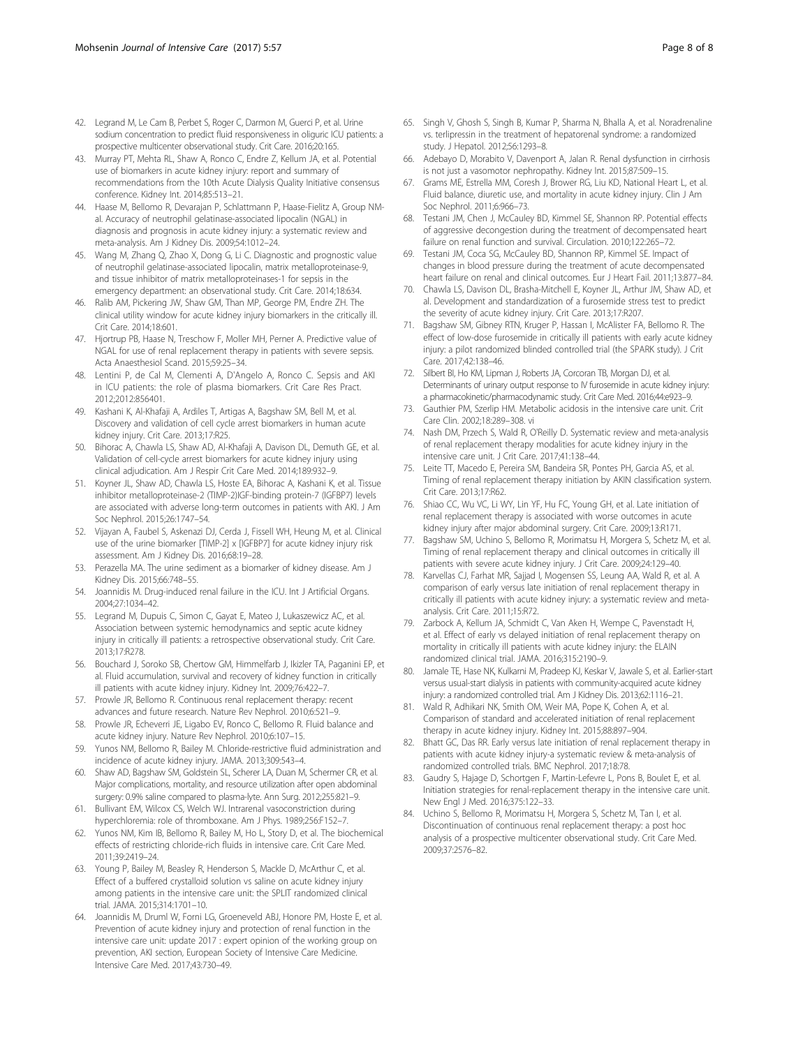42. Legrand M, Le Cam B, Perbet S, Roger C, Darmon M, Guerci P, et al. Urine sodium concentration to predict fluid responsiveness in oliguric ICU patients: a prospective multicenter observational study. Crit Care. 2016;20:165.
43. Murray PT, Mehta RL, Shaw A, Ronco C, Endre Z, Kellum JA, et al. Potential use of biomarkers in acute kidney injury: report and summary of recommendations from the 10th Acute Dialysis Quality Initiative consensus conference. Kidney Int. 2014;85:513–21.
44. Haase M, Bellomo R, Devarajan P, Schlattmann P, Haase-Fielitz A, Group NM-al. Accuracy of neutrophil gelatinase-associated lipocalin (NGAL) in diagnosis and prognosis in acute kidney injury: a systematic review and meta-analysis. Am J Kidney Dis. 2009;54:1012–24.
45. Wang M, Zhang Q, Zhao X, Dong G, Li C. Diagnostic and prognostic value of neutrophil gelatinase-associated lipocalin, matrix metalloproteinase-9, and tissue inhibitor of matrix metalloproteinases-1 for sepsis in the emergency department: an observational study. Crit Care. 2014;18:634.
46. Ralib AM, Pickering JW, Shaw GM, Than MP, George PM, Endre ZH. The clinical utility window for acute kidney injury biomarkers in the critically ill. Crit Care. 2014;18:601.
47. Hjortrup PB, Haase N, Treschow F, Moller MH, Perner A. Predictive value of NGAL for use of renal replacement therapy in patients with severe sepsis. Acta Anaesthesiol Scand. 2015;59:25–34.
48. Lentini P, de Cal M, Clementi A, D'Angelo A, Ronco C. Sepsis and AKI in ICU patients: the role of plasma biomarkers. Crit Care Res Pract. 2012;2012:856401.
49. Kashani K, Al-Khafaji A, Ardiles T, Artigas A, Bagshaw SM, Bell M, et al. Discovery and validation of cell cycle arrest biomarkers in human acute kidney injury. Crit Care. 2013;17:R25.
50. Bihorac A, Chawla LS, Shaw AD, Al-Khafaji A, Davison DL, Demuth GE, et al. Validation of cell-cycle arrest biomarkers for acute kidney injury using clinical adjudication. Am J Respir Crit Care Med. 2014;189:932–9.
51. Koyner JL, Shaw AD, Chawla LS, Hoste EA, Bihorac A, Kashani K, et al. Tissue inhibitor metalloproteinase-2 (TIMP-2)IGF-binding protein-7 (IGFBP7) levels are associated with adverse long-term outcomes in patients with AKI. J Am Soc Nephrol. 2015;26:1747–54.
52. Vijayan A, Faubel S, Askenazi DJ, Cerda J, Fissell WH, Heung M, et al. Clinical use of the urine biomarker [TIMP-2] x [IGFBP7] for acute kidney injury risk assessment. Am J Kidney Dis. 2016;68:19–28.
53. Perazella MA. The urine sediment as a biomarker of kidney disease. Am J Kidney Dis. 2015;66:748–55.
54. Joannidis M. Drug-induced renal failure in the ICU. Int J Artificial Organs. 2004;27:1034–42.
55. Legrand M, Dupuis C, Simon C, Gayat E, Mateo J, Lukaszewicz AC, et al. Association between systemic hemodynamics and septic acute kidney injury in critically ill patients: a retrospective observational study. Crit Care. 2013;17:R278.
56. Bouchard J, Soroko SB, Chertow GM, Himmelfarb J, Ikizler TA, Paganini EP, et al. Fluid accumulation, survival and recovery of kidney function in critically ill patients with acute kidney injury. Kidney Int. 2009;76:422–7.
57. Prowle JR, Bellomo R. Continuous renal replacement therapy: recent advances and future research. Nature Rev Nephrol. 2010;6:521–9.
58. Prowle JR, Echeverri JE, Ligabo EV, Ronco C, Bellomo R. Fluid balance and acute kidney injury. Nature Rev Nephrol. 2010;6:107–15.
59. Yunos NM, Bellomo R, Bailey M. Chloride-restrictive fluid administration and incidence of acute kidney injury. JAMA. 2013;309:543–4.
60. Shaw AD, Bagshaw SM, Goldstein SL, Scherer LA, Duan M, Schermer CR, et al. Major complications, mortality, and resource utilization after open abdominal surgery: 0.9% saline compared to plasma-lyte. Ann Surg. 2012;255:821–9.
61. Bullivant EM, Wilcox CS, Welch WJ. Intrarenal vasoconstriction during hyperchloremia: role of thromboxane. Am J Phys. 1989;256:F152–7.
62. Yunos NM, Kim IB, Bellomo R, Bailey M, Ho L, Story D, et al. The biochemical effects of restricting chloride-rich fluids in intensive care. Crit Care Med. 2011;39:2419–24.
63. Young P, Bailey M, Beasley R, Henderson S, Mackle D, McArthur C, et al. Effect of a buffered crystalloid solution vs saline on acute kidney injury among patients in the intensive care unit: the SPLIT randomized clinical trial. JAMA. 2015;314:1701–10.
64. Joannidis M, Druml W, Forni LG, Groeneveld ABJ, Honore PM, Hoste E, et al. Prevention of acute kidney injury and protection of renal function in the intensive care unit: update 2017 : expert opinion of the working group on prevention, AKI section, European Society of Intensive Care Medicine. Intensive Care Med. 2017;43:730–49.
65. Singh V, Ghosh S, Singh B, Kumar P, Sharma N, Bhalla A, et al. Noradrenaline vs. terlipressin in the treatment of hepatorenal syndrome: a randomized study. J Hepatol. 2012;56:1293–8.
66. Adebayo D, Morabito V, Davenport A, Jalan R. Renal dysfunction in cirrhosis is not just a vasomotor nephropathy. Kidney Int. 2015;87:509–15.
67. Grams ME, Estrella MM, Coresh J, Brower RG, Liu KD, National Heart L, et al. Fluid balance, diuretic use, and mortality in acute kidney injury. Clin J Am Soc Nephrol. 2011;6:966–73.
68. Testani JM, Chen J, McCauley BD, Kimmel SE, Shannon RP. Potential effects of aggressive decongestion during the treatment of decompensated heart failure on renal function and survival. Circulation. 2010;122:265–72.
69. Testani JM, Coca SG, McCauley BD, Shannon RP, Kimmel SE. Impact of changes in blood pressure during the treatment of acute decompensated heart failure on renal and clinical outcomes. Eur J Heart Fail. 2011;13:877–84.
70. Chawla LS, Davison DL, Brasha-Mitchell E, Koyner JL, Arthur JM, Shaw AD, et al. Development and standardization of a furosemide stress test to predict the severity of acute kidney injury. Crit Care. 2013;17:R207.
71. Bagshaw SM, Gibney RTN, Kruger P, Hassan I, McAlister FA, Bellomo R. The effect of low-dose furosemide in critically ill patients with early acute kidney injury: a pilot randomized blinded controlled trial (the SPARK study). J Crit Care. 2017;42:138–46.
72. Silbert BI, Ho KM, Lipman J, Roberts JA, Corcoran TB, Morgan DJ, et al. Determinants of urinary output response to IV furosemide in acute kidney injury: a pharmacokinetic/pharmacodynamic study. Crit Care Med. 2016;44:e923–9.
73. Gauthier PM, Szerlip HM. Metabolic acidosis in the intensive care unit. Crit Care Clin. 2002;18:289–308. vi
74. Nash DM, Przech S, Wald R, O'Reilly D. Systematic review and meta-analysis of renal replacement therapy modalities for acute kidney injury in the intensive care unit. J Crit Care. 2017;41:138–44.
75. Leite TT, Macedo E, Pereira SM, Bandeira SR, Pontes PH, Garcia AS, et al. Timing of renal replacement therapy initiation by AKIN classification system. Crit Care. 2013;17:R62.
76. Shiao CC, Wu VC, Li WY, Lin YF, Hu FC, Young GH, et al. Late initiation of renal replacement therapy is associated with worse outcomes in acute kidney injury after major abdominal surgery. Crit Care. 2009;13:R171.
77. Bagshaw SM, Uchino S, Bellomo R, Morimatsu H, Morgera S, Schetz M, et al. Timing of renal replacement therapy and clinical outcomes in critically ill patients with severe acute kidney injury. J Crit Care. 2009;24:129–40.
78. Karvellas CJ, Farhat MR, Sajjad I, Mogensen SS, Leung AA, Wald R, et al. A comparison of early versus late initiation of renal replacement therapy in critically ill patients with acute kidney injury: a systematic review and meta-analysis. Crit Care. 2011;15:R72.
79. Zarbock A, Kellum JA, Schmidt C, Van Aken H, Wempe C, Pavenstadt H, et al. Effect of early vs delayed initiation of renal replacement therapy on mortality in critically ill patients with acute kidney injury: the ELAIN randomized clinical trial. JAMA. 2016;315:2190–9.
80. Jamale TE, Hase NK, Kulkarni M, Pradeep KJ, Keskar V, Jawale S, et al. Earlier-start versus usual-start dialysis in patients with community-acquired acute kidney injury: a randomized controlled trial. Am J Kidney Dis. 2013;62:1116–21.
81. Wald R, Adhikari NK, Smith OM, Weir MA, Pope K, Cohen A, et al. Comparison of standard and accelerated initiation of renal replacement therapy in acute kidney injury. Kidney Int. 2015;88:897–904.
82. Bhatt GC, Das RR. Early versus late initiation of renal replacement therapy in patients with acute kidney injury-a systematic review & meta-analysis of randomized controlled trials. BMC Nephrol. 2017;18:78.
83. Gaudry S, Hajage D, Schortgen F, Martin-Lefevre L, Pons B, Boulet E, et al. Initiation strategies for renal-replacement therapy in the intensive care unit. New Engl J Med. 2016;375:122–33.
84. Uchino S, Bellomo R, Morimatsu H, Morgera S, Schetz M, Tan I, et al. Discontinuation of continuous renal replacement therapy: a post hoc analysis of a prospective multicenter observational study. Crit Care Med. 2009;37:2576–82.